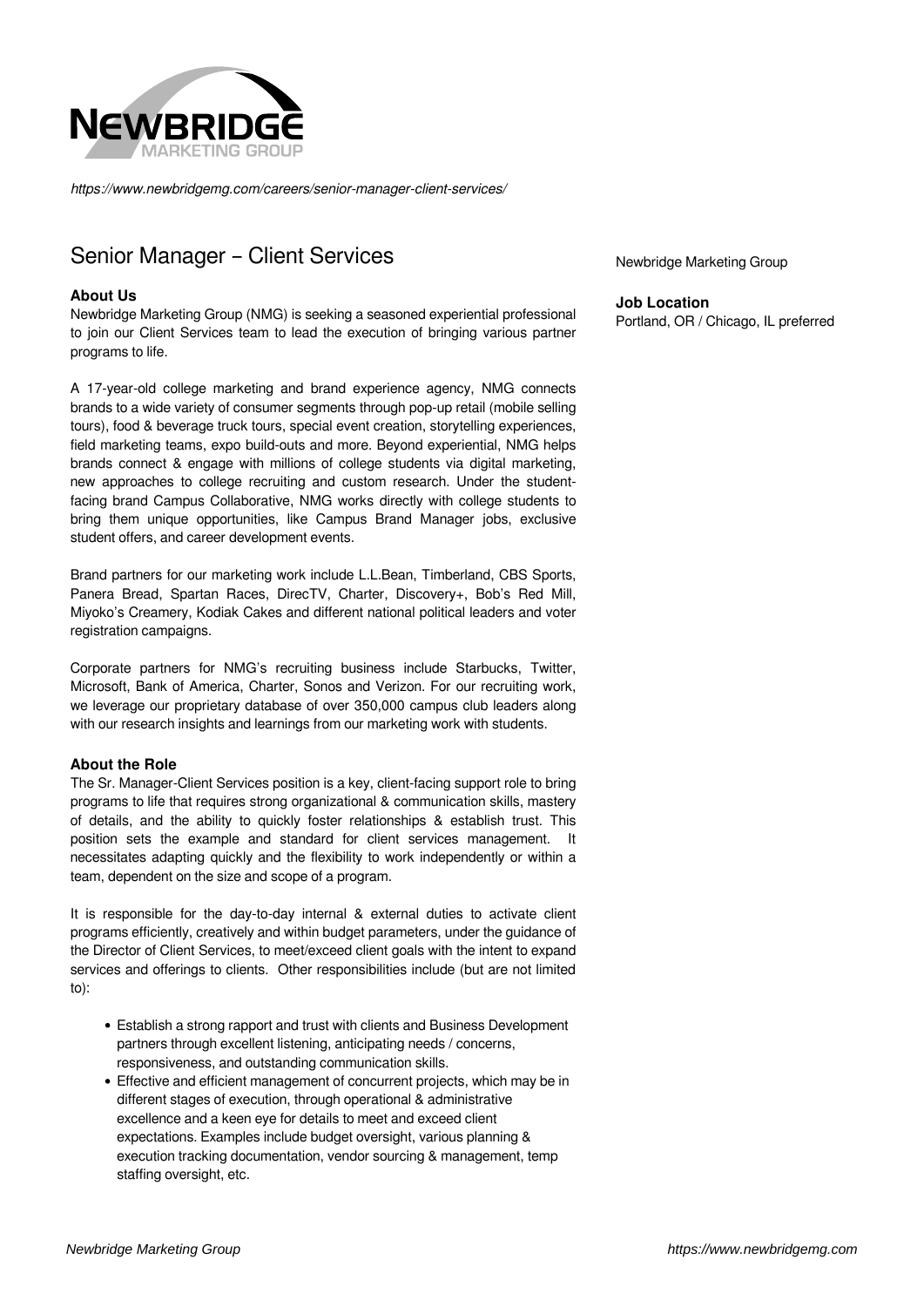https://www.newbridgemg.com/careers/senior-manager-client-services/

# Senior Manager – Client Services

Newbridge Marketing Group

**Job Location**
Portland, OR / Chicago, IL preferred

### About Us

Newbridge Marketing Group (NMG) is seeking a seasoned experiential professional to join our Client Services team to lead the execution of bringing various partner programs to life.

A 17-year-old college marketing and brand experience agency, NMG connects brands to a wide variety of consumer segments through pop-up retail (mobile selling tours), food & beverage truck tours, special event creation, storytelling experiences, field marketing teams, expo build-outs and more. Beyond experiential, NMG helps brands connect & engage with millions of college students via digital marketing, new approaches to college recruiting and custom research. Under the student-facing brand Campus Collaborative, NMG works directly with college students to bring them unique opportunities, like Campus Brand Manager jobs, exclusive student offers, and career development events.

Brand partners for our marketing work include L.L.Bean, Timberland, CBS Sports, Panera Bread, Spartan Races, DirecTV, Charter, Discovery+, Bob's Red Mill, Miyoko's Creamery, Kodiak Cakes and different national political leaders and voter registration campaigns.

Corporate partners for NMG's recruiting business include Starbucks, Twitter, Microsoft, Bank of America, Charter, Sonos and Verizon. For our recruiting work, we leverage our proprietary database of over 350,000 campus club leaders along with our research insights and learnings from our marketing work with students.

### About the Role

The Sr. Manager-Client Services position is a key, client-facing support role to bring programs to life that requires strong organizational & communication skills, mastery of details, and the ability to quickly foster relationships & establish trust. This position sets the example and standard for client services management. It necessitates adapting quickly and the flexibility to work independently or within a team, dependent on the size and scope of a program.

It is responsible for the day-to-day internal & external duties to activate client programs efficiently, creatively and within budget parameters, under the guidance of the Director of Client Services, to meet/exceed client goals with the intent to expand services and offerings to clients. Other responsibilities include (but are not limited to):

- Establish a strong rapport and trust with clients and Business Development partners through excellent listening, anticipating needs / concerns, responsiveness, and outstanding communication skills.
- Effective and efficient management of concurrent projects, which may be in different stages of execution, through operational & administrative excellence and a keen eye for details to meet and exceed client expectations. Examples include budget oversight, various planning & execution tracking documentation, vendor sourcing & management, temp staffing oversight, etc.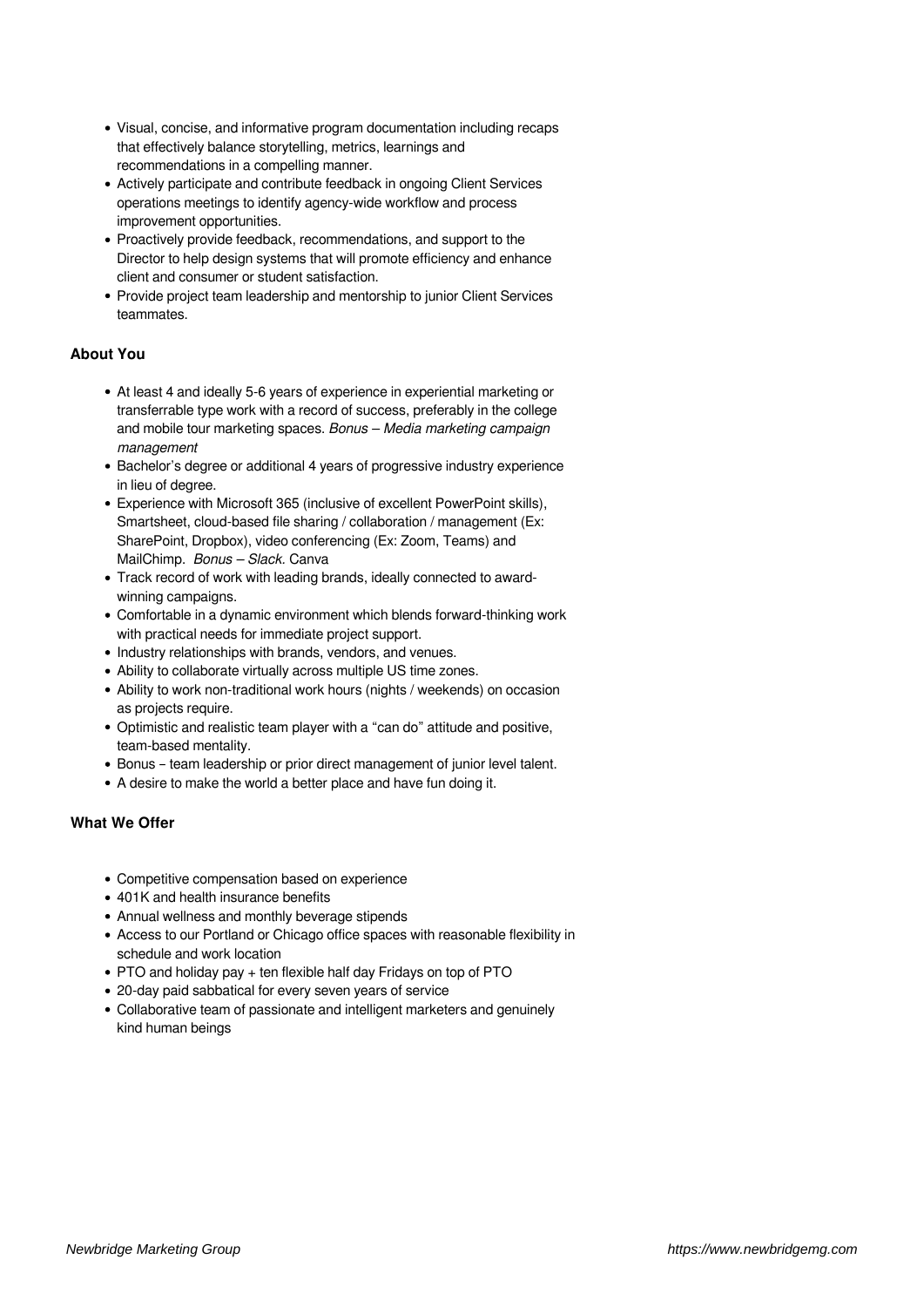- Visual, concise, and informative program documentation including recaps that effectively balance storytelling, metrics, learnings and recommendations in a compelling manner.
- Actively participate and contribute feedback in ongoing Client Services operations meetings to identify agency-wide workflow and process improvement opportunities.
- Proactively provide feedback, recommendations, and support to the Director to help design systems that will promote efficiency and enhance client and consumer or student satisfaction.
- Provide project team leadership and mentorship to junior Client Services teammates.

### About You

- At least 4 and ideally 5-6 years of experience in experiential marketing or transferrable type work with a record of success, preferably in the college and mobile tour marketing spaces. *Bonus – Media marketing campaign management*
- Bachelor's degree or additional 4 years of progressive industry experience in lieu of degree.
- Experience with Microsoft 365 (inclusive of excellent PowerPoint skills), Smartsheet, cloud-based file sharing / collaboration / management (Ex: SharePoint, Dropbox), video conferencing (Ex: Zoom, Teams) and MailChimp. *Bonus – Slack.* Canva
- Track record of work with leading brands, ideally connected to award-winning campaigns.
- Comfortable in a dynamic environment which blends forward-thinking work with practical needs for immediate project support.
- Industry relationships with brands, vendors, and venues.
- Ability to collaborate virtually across multiple US time zones.
- Ability to work non-traditional work hours (nights / weekends) on occasion as projects require.
- Optimistic and realistic team player with a "can do" attitude and positive, team-based mentality.
- Bonus – team leadership or prior direct management of junior level talent.
- A desire to make the world a better place and have fun doing it.

### What We Offer

- Competitive compensation based on experience
- 401K and health insurance benefits
- Annual wellness and monthly beverage stipends
- Access to our Portland or Chicago office spaces with reasonable flexibility in schedule and work location
- PTO and holiday pay + ten flexible half day Fridays on top of PTO
- 20-day paid sabbatical for every seven years of service
- Collaborative team of passionate and intelligent marketers and genuinely kind human beings